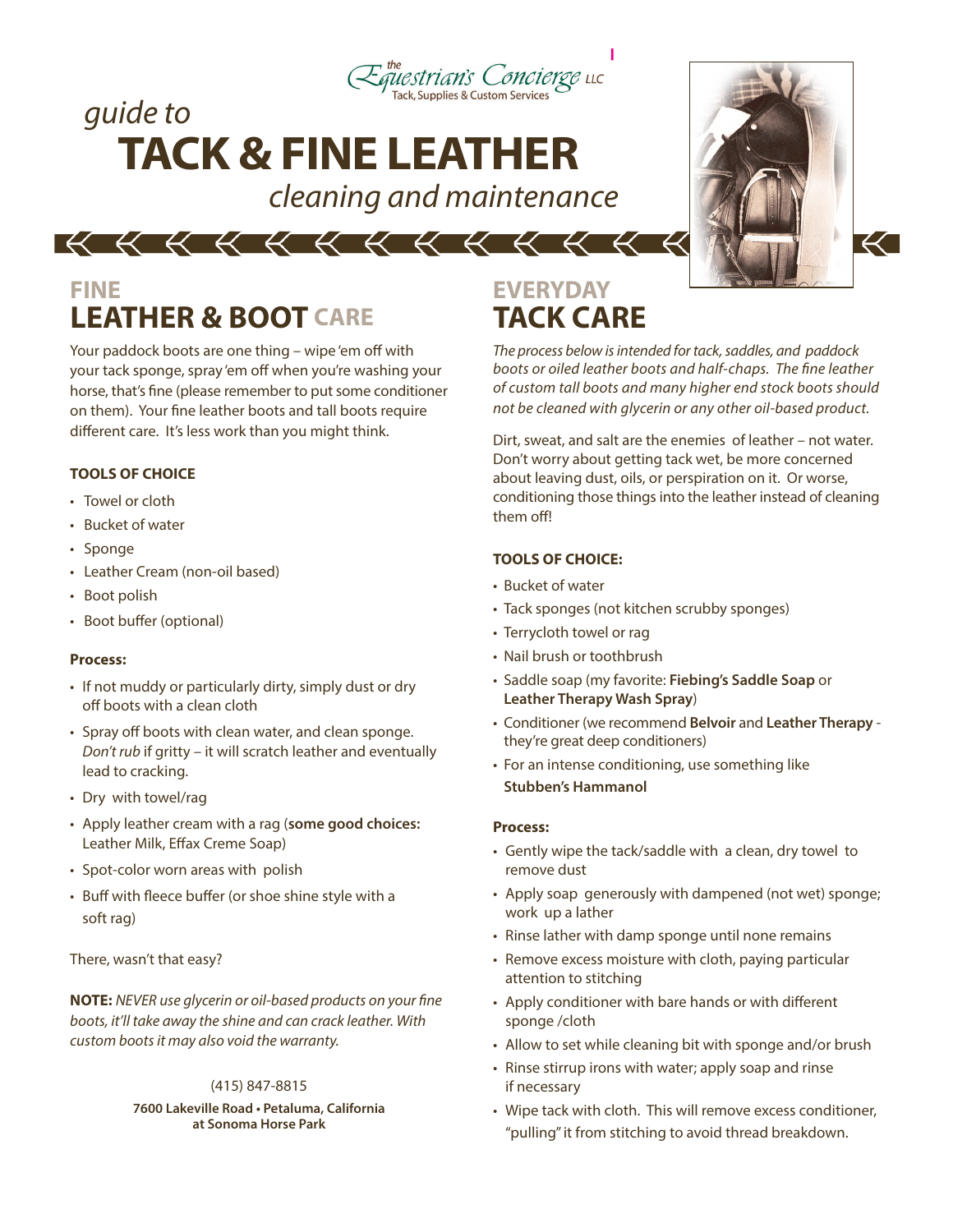the Equestrian's Concierge LLC
Tack, Supplies & Custom Services

# guide to TACK & FINE LEATHER *cleaning and maintenance*

## FINE LEATHER & BOOT CARE

Your paddock boots are one thing – wipe 'em off with your tack sponge, spray 'em off when you're washing your horse, that's fine (please remember to put some conditioner on them). Your fine leather boots and tall boots require different care. It's less work than you might think.

**TOOLS OF CHOICE**

- Towel or cloth
- Bucket of water
- Sponge
- Leather Cream (non-oil based)
- Boot polish
- Boot buffer (optional)

**Process:**

- If not muddy or particularly dirty, simply dust or dry off boots with a clean cloth
- Spray off boots with clean water, and clean sponge. *Don't rub* if gritty – it will scratch leather and eventually lead to cracking.
- Dry with towel/rag
- Apply leather cream with a rag (**some good choices:** Leather Milk, Effax Creme Soap)
- Spot-color worn areas with polish
- Buff with fleece buffer (or shoe shine style with a soft rag)

There, wasn't that easy?

**NOTE:** *NEVER use glycerin or oil-based products on your fine boots, it'll take away the shine and can crack leather. With custom boots it may also void the warranty.*

(415) 847-8815

**7600 Lakeville Road • Petaluma, California at Sonoma Horse Park**

## EVERYDAY TACK CARE

*The process below is intended for tack, saddles, and paddock boots or oiled leather boots and half-chaps. The fine leather of custom tall boots and many higher end stock boots should not be cleaned with glycerin or any other oil-based product.*

Dirt, sweat, and salt are the enemies of leather – not water. Don't worry about getting tack wet, be more concerned about leaving dust, oils, or perspiration on it. Or worse, conditioning those things into the leather instead of cleaning them off!

**TOOLS OF CHOICE:**

- Bucket of water
- Tack sponges (not kitchen scrubby sponges)
- Terrycloth towel or rag
- Nail brush or toothbrush
- Saddle soap (my favorite: **Fiebing's Saddle Soap** or **Leather Therapy Wash Spray**)
- Conditioner (we recommend **Belvoir** and **Leather Therapy** - they're great deep conditioners)
- For an intense conditioning, use something like **Stubben's Hammanol**

**Process:**

- Gently wipe the tack/saddle with a clean, dry towel to remove dust
- Apply soap generously with dampened (not wet) sponge; work up a lather
- Rinse lather with damp sponge until none remains
- Remove excess moisture with cloth, paying particular attention to stitching
- Apply conditioner with bare hands or with different sponge /cloth
- Allow to set while cleaning bit with sponge and/or brush
- Rinse stirrup irons with water; apply soap and rinse if necessary
- Wipe tack with cloth. This will remove excess conditioner, "pulling" it from stitching to avoid thread breakdown.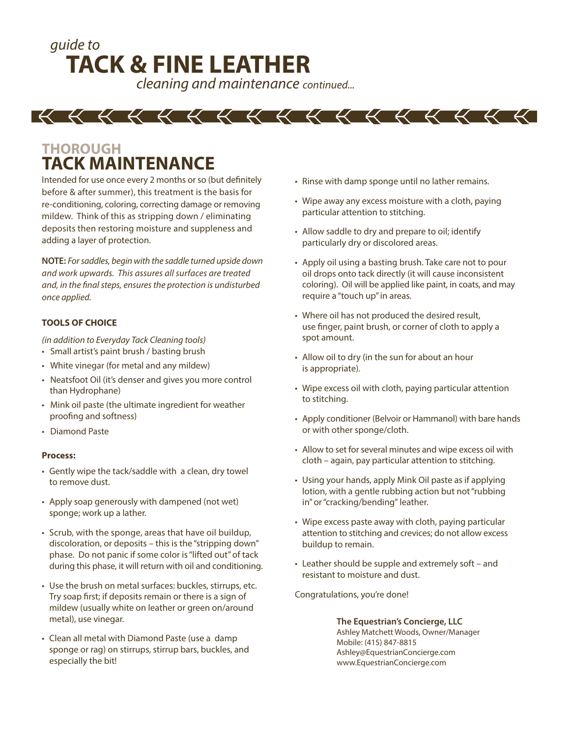*guide to*

# TACK & FINE LEATHER

*cleaning and maintenance continued...*

## THOROUGH TACK MAINTENANCE

Intended for use once every 2 months or so (but definitely before & after summer), this treatment is the basis for re-conditioning, coloring, correcting damage or removing mildew. Think of this as stripping down / eliminating deposits then restoring moisture and suppleness and adding a layer of protection.

**NOTE:** *For saddles, begin with the saddle turned upside down and work upwards. This assures all surfaces are treated and, in the final steps, ensures the protection is undisturbed once applied.*

**TOOLS OF CHOICE**

*(in addition to Everyday Tack Cleaning tools)*

- Small artist's paint brush / basting brush
- White vinegar (for metal and any mildew)
- Neatsfoot Oil (it's denser and gives you more control than Hydrophane)
- Mink oil paste (the ultimate ingredient for weather proofing and softness)
- Diamond Paste

**Process:**

- Gently wipe the tack/saddle with a clean, dry towel to remove dust.
- Apply soap generously with dampened (not wet) sponge; work up a lather.
- Scrub, with the sponge, areas that have oil buildup, discoloration, or deposits – this is the "stripping down" phase. Do not panic if some color is "lifted out" of tack during this phase, it will return with oil and conditioning.
- Use the brush on metal surfaces: buckles, stirrups, etc. Try soap first; if deposits remain or there is a sign of mildew (usually white on leather or green on/around metal), use vinegar.
- Clean all metal with Diamond Paste (use a damp sponge or rag) on stirrups, stirrup bars, buckles, and especially the bit!
- Rinse with damp sponge until no lather remains.
- Wipe away any excess moisture with a cloth, paying particular attention to stitching.
- Allow saddle to dry and prepare to oil; identify particularly dry or discolored areas.
- Apply oil using a basting brush. Take care not to pour oil drops onto tack directly (it will cause inconsistent coloring). Oil will be applied like paint, in coats, and may require a "touch up" in areas.
- Where oil has not produced the desired result, use finger, paint brush, or corner of cloth to apply a spot amount.
- Allow oil to dry (in the sun for about an hour is appropriate).
- Wipe excess oil with cloth, paying particular attention to stitching.
- Apply conditioner (Belvoir or Hammanol) with bare hands or with other sponge/cloth.
- Allow to set for several minutes and wipe excess oil with cloth – again, pay particular attention to stitching.
- Using your hands, apply Mink Oil paste as if applying lotion, with a gentle rubbing action but not "rubbing in" or "cracking/bending" leather.
- Wipe excess paste away with cloth, paying particular attention to stitching and crevices; do not allow excess buildup to remain.
- Leather should be supple and extremely soft – and resistant to moisture and dust.

Congratulations, you're done!

**The Equestrian's Concierge, LLC**
Ashley Matchett Woods, Owner/Manager
Mobile: (415) 847-8815
Ashley@EquestrianConcierge.com
www.EquestrianConcierge.com